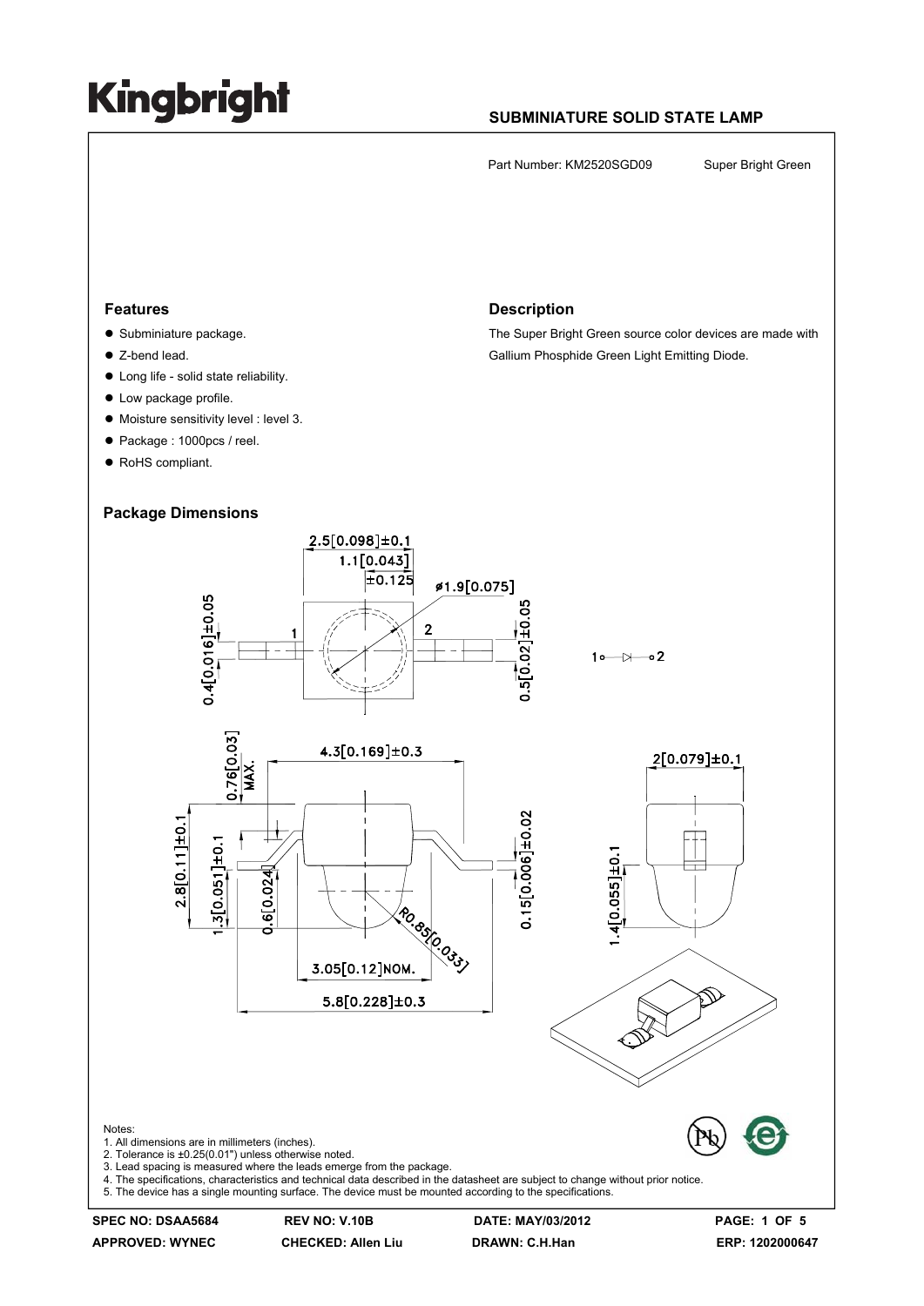# Kingbright

## SUBMINIATURE SOLID STATE LAMP

Part Number: KM2520SGD09　　Super Bright Green

### Features

- Subminiature package.
- Z-bend lead.
- Long life - solid state reliability.
- Low package profile.
- Moisture sensitivity level : level 3.
- Package : 1000pcs / reel.
- RoHS compliant.

### Description

The Super Bright Green source color devices are made with Gallium Phosphide Green Light Emitting Diode.

### Package Dimensions

Notes:
1. All dimensions are in millimeters (inches).
2. Tolerance is ±0.25(0.01") unless otherwise noted.
3. Lead spacing is measured where the leads emerge from the package.
4. The specifications, characteristics and technical data described in the datasheet are subject to change without prior notice.
5. The device has a single mounting surface. The device must be mounted according to the specifications.

| SPEC NO: DSAA5684 | REV NO: V.10B | DATE: MAY/03/2012 | PAGE: 1 OF 5 |
|---|---|---|---|
| APPROVED: WYNEC | CHECKED: Allen Liu | DRAWN: C.H.Han | ERP: 1202000647 |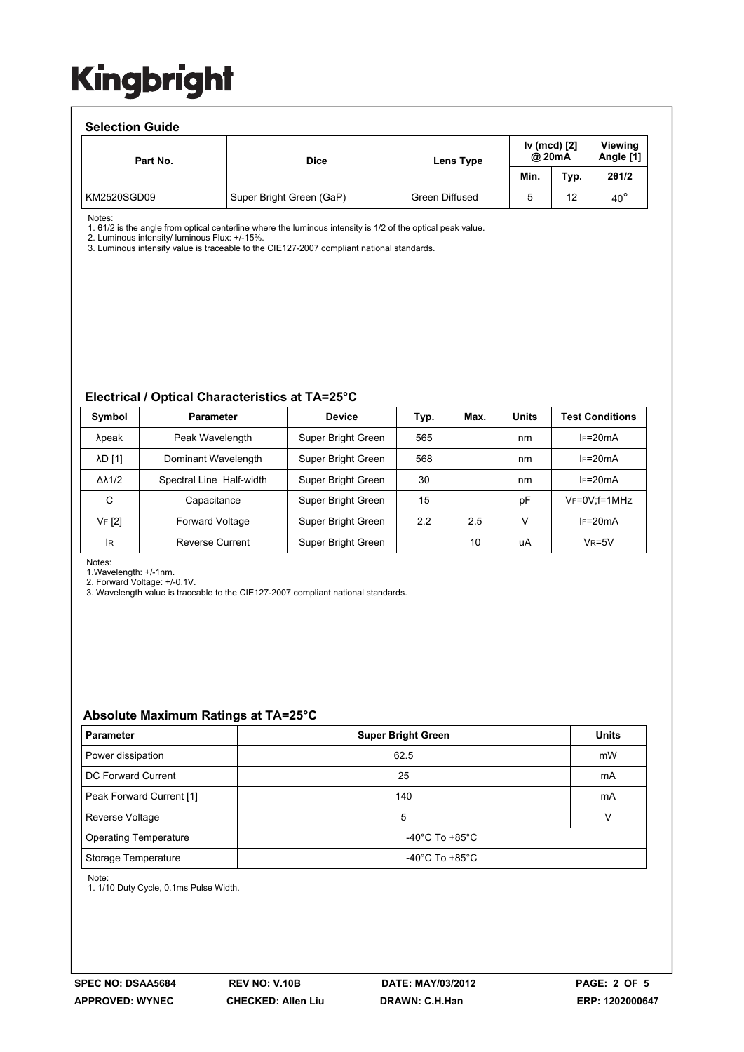# Kingbright

## Selection Guide

| Part No. | Dice | Lens Type | Iv (mcd) [2] @ 20mA | | Viewing Angle [1] |
|---|---|---|---|---|---|
| | | | Min. | Typ. | 2θ1/2 |
| KM2520SGD09 | Super Bright Green (GaP) | Green Diffused | 5 | 12 | 40° |

Notes:
1. θ1/2 is the angle from optical centerline where the luminous intensity is 1/2 of the optical peak value.
2. Luminous intensity/ luminous Flux: +/-15%.
3. Luminous intensity value is traceable to the CIE127-2007 compliant national standards.

## Electrical / Optical Characteristics at TA=25°C

| Symbol | Parameter | Device | Typ. | Max. | Units | Test Conditions |
|---|---|---|---|---|---|---|
| λpeak | Peak Wavelength | Super Bright Green | 565 | | nm | $I_F$=20mA |
| λD [1] | Dominant Wavelength | Super Bright Green | 568 | | nm | $I_F$=20mA |
| Δλ1/2 | Spectral Line Half-width | Super Bright Green | 30 | | nm | $I_F$=20mA |
| C | Capacitance | Super Bright Green | 15 | | pF | $V_F$=0V;f=1MHz |
| $V_F$ [2] | Forward Voltage | Super Bright Green | 2.2 | 2.5 | V | $I_F$=20mA |
| $I_R$ | Reverse Current | Super Bright Green | | 10 | uA | $V_R$=5V |

Notes:
1.Wavelength: +/-1nm.
2. Forward Voltage: +/-0.1V.
3. Wavelength value is traceable to the CIE127-2007 compliant national standards.

## Absolute Maximum Ratings at TA=25°C

| Parameter | Super Bright Green | Units |
|---|---|---|
| Power dissipation | 62.5 | mW |
| DC Forward Current | 25 | mA |
| Peak Forward Current [1] | 140 | mA |
| Reverse Voltage | 5 | V |
| Operating Temperature | -40°C To +85°C | |
| Storage Temperature | -40°C To +85°C | |

Note:
1. 1/10 Duty Cycle, 0.1ms Pulse Width.

SPEC NO: DSAA5684 | REV NO: V.10B | DATE: MAY/03/2012
APPROVED: WYNEC | CHECKED: Allen Liu | DRAWN: C.H.Han | ERP: 1202000647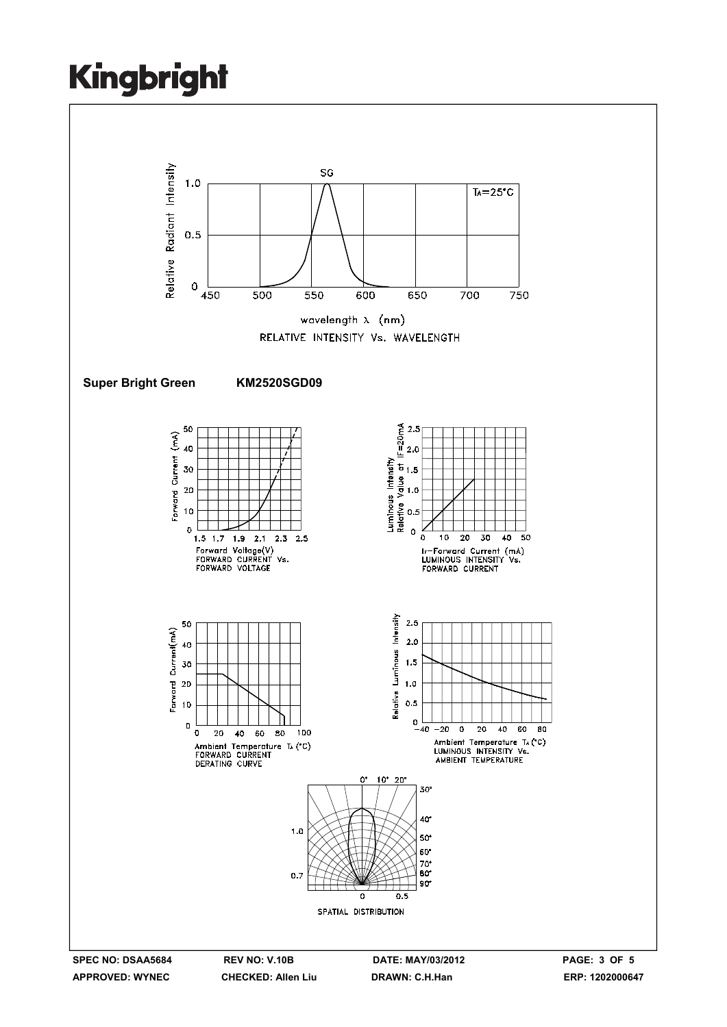RELATIVE INTENSITY Vs. WAVELENGTH

**Super Bright Green KM2520SGD09**

FORWARD CURRENT Vs. FORWARD VOLTAGE

LUMINOUS INTENSITY Vs. FORWARD CURRENT

FORWARD CURRENT DERATING CURVE

LUMINOUS INTENSITY Vs. AMBIENT TEMPERATURE

SPATIAL DISTRIBUTION

**SPEC NO: DSAA5684** **REV NO: V.10B** **DATE: MAY/03/2012**
**APPROVED: WYNEC** **CHECKED: Allen Liu** **DRAWN: C.H.Han** **ERP: 1202000647**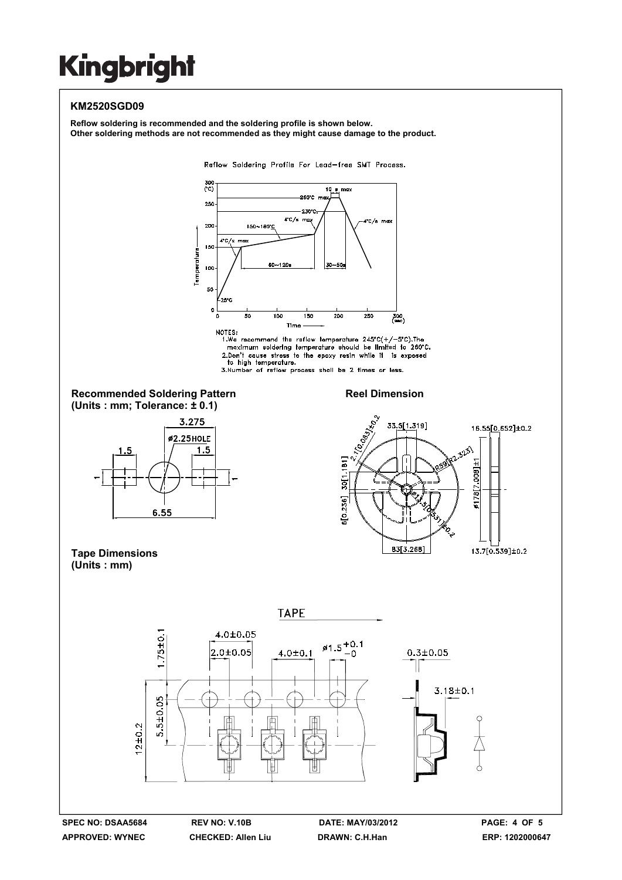# Kingbright

## KM2520SGD09

**Reflow soldering is recommended and the soldering profile is shown below.**
**Other soldering methods are not recommended as they might cause damage to the product.**

Reflow Soldering Profile For Lead-free SMT Process.

NOTES:
1. We recommend the reflow temperature 245°C(+/-5°C). The maximum soldering temperature should be limited to 260°C.
2. Don't cause stress to the epoxy resin while it is exposed to high temperature.
3. Number of reflow process shall be 2 times or less.

### Recommended Soldering Pattern
**(Units : mm; Tolerance: ± 0.1)**

### Reel Dimension

### Tape Dimensions
**(Units : mm)**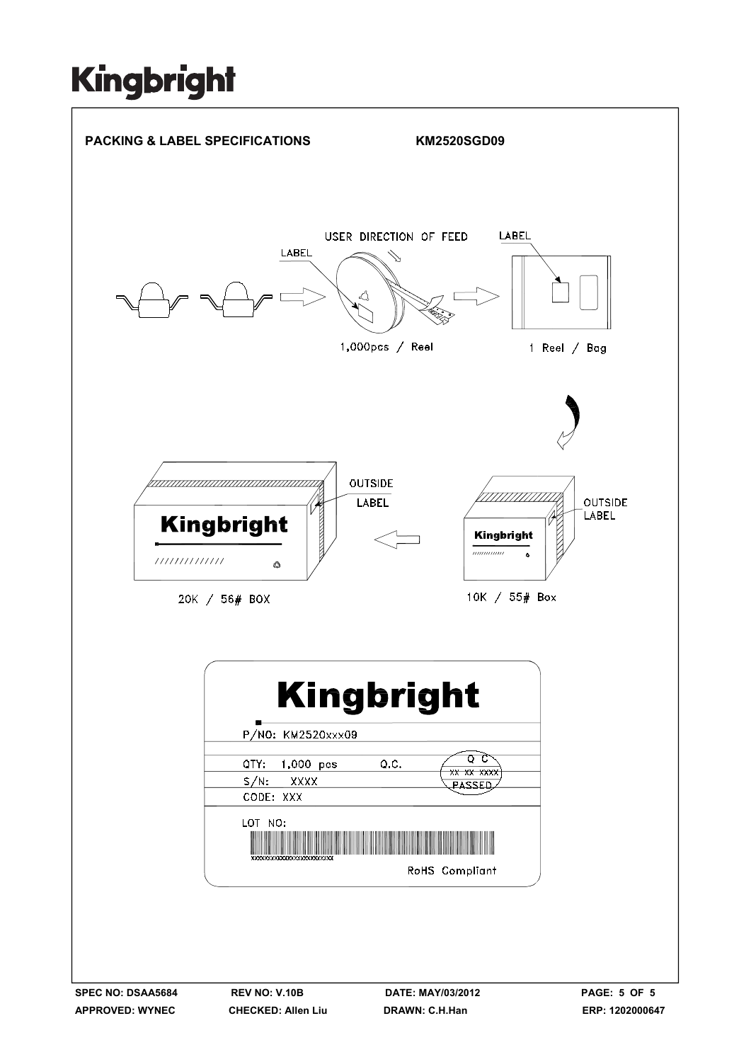**PACKING & LABEL SPECIFICATIONS** **KM2520SGD09**

USER DIRECTION OF FEED

LABEL

LABEL

1,000pcs / Reel

1 Reel / Bag

OUTSIDE LABEL

OUTSIDE LABEL

20K / 56# BOX

10K / 55# Box

Kingbright

P/NO: KM2520xxx09

QTY: 1,000 pcs Q.C.

S/N: XXXX

CODE: XXX

LOT NO:

RoHS Compliant

SPEC NO: DSAA5684 REV NO: V.10B DATE: MAY/03/2012

APPROVED: WYNEC CHECKED: Allen Liu DRAWN: C.H.Han ERP: 1202000647